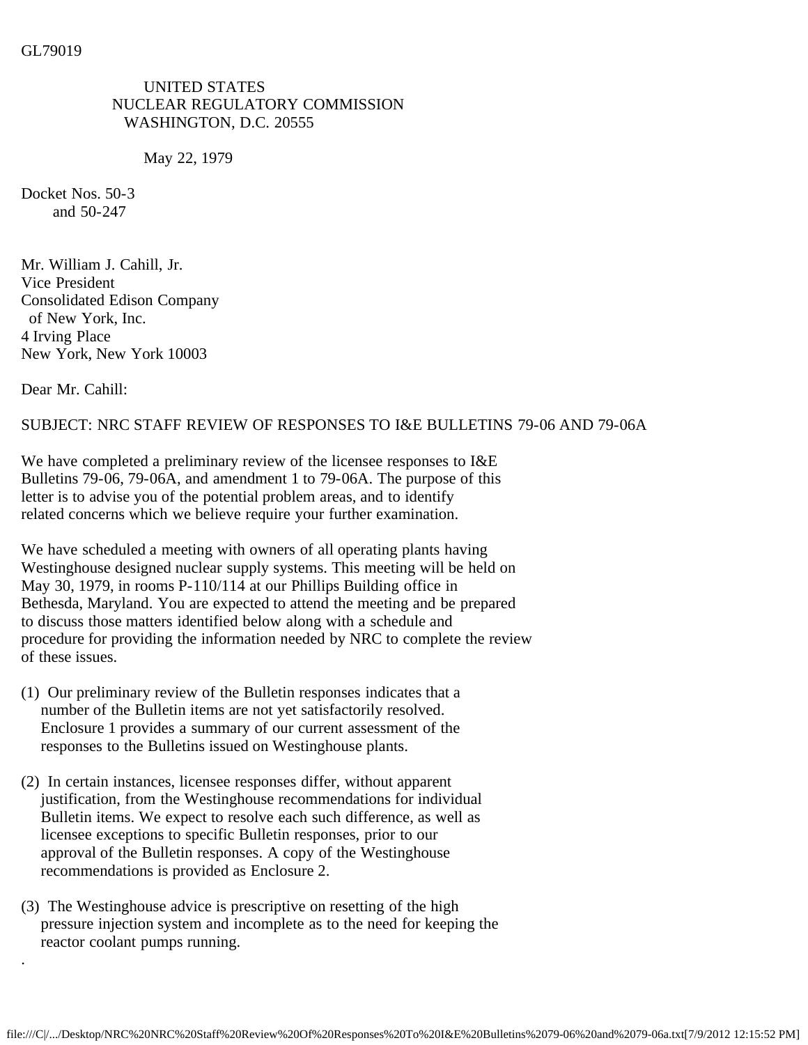GL79019

UNITED STATES
NUCLEAR REGULATORY COMMISSION
WASHINGTON, D.C. 20555

May 22, 1979

Docket Nos. 50-3
and 50-247

Mr. William J. Cahill, Jr.
Vice President
Consolidated Edison Company
of New York, Inc.
4 Irving Place
New York, New York 10003

Dear Mr. Cahill:

SUBJECT: NRC STAFF REVIEW OF RESPONSES TO I&E BULLETINS 79-06 AND 79-06A

We have completed a preliminary review of the licensee responses to I&E Bulletins 79-06, 79-06A, and amendment 1 to 79-06A. The purpose of this letter is to advise you of the potential problem areas, and to identify related concerns which we believe require your further examination.

We have scheduled a meeting with owners of all operating plants having Westinghouse designed nuclear supply systems. This meeting will be held on May 30, 1979, in rooms P-110/114 at our Phillips Building office in Bethesda, Maryland. You are expected to attend the meeting and be prepared to discuss those matters identified below along with a schedule and procedure for providing the information needed by NRC to complete the review of these issues.

(1) Our preliminary review of the Bulletin responses indicates that a number of the Bulletin items are not yet satisfactorily resolved. Enclosure 1 provides a summary of our current assessment of the responses to the Bulletins issued on Westinghouse plants.

(2) In certain instances, licensee responses differ, without apparent justification, from the Westinghouse recommendations for individual Bulletin items. We expect to resolve each such difference, as well as licensee exceptions to specific Bulletin responses, prior to our approval of the Bulletin responses. A copy of the Westinghouse recommendations is provided as Enclosure 2.

(3) The Westinghouse advice is prescriptive on resetting of the high pressure injection system and incomplete as to the need for keeping the reactor coolant pumps running.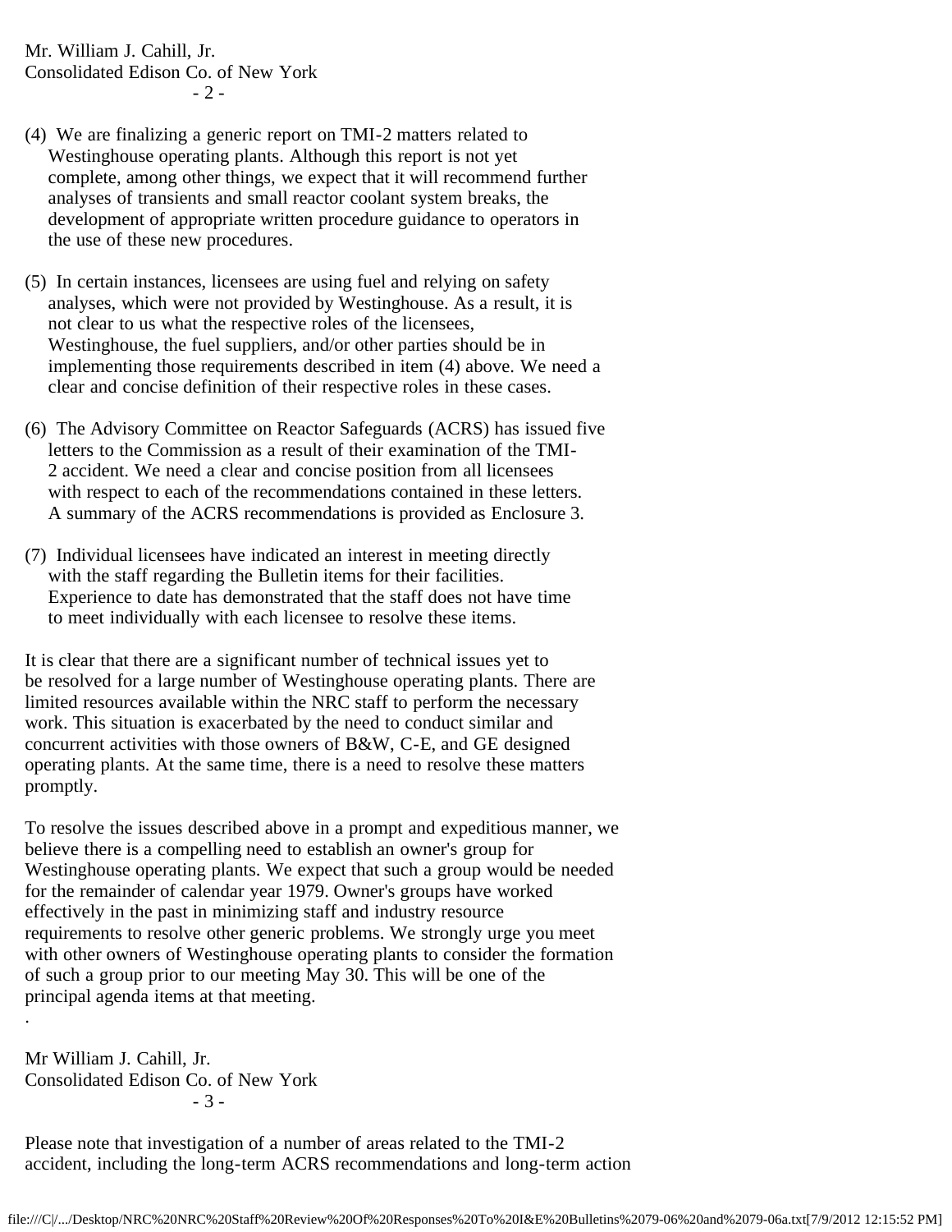(4) We are finalizing a generic report on TMI-2 matters related to Westinghouse operating plants. Although this report is not yet complete, among other things, we expect that it will recommend further analyses of transients and small reactor coolant system breaks, the development of appropriate written procedure guidance to operators in the use of these new procedures.

(5) In certain instances, licensees are using fuel and relying on safety analyses, which were not provided by Westinghouse. As a result, it is not clear to us what the respective roles of the licensees, Westinghouse, the fuel suppliers, and/or other parties should be in implementing those requirements described in item (4) above. We need a clear and concise definition of their respective roles in these cases.

(6) The Advisory Committee on Reactor Safeguards (ACRS) has issued five letters to the Commission as a result of their examination of the TMI-2 accident. We need a clear and concise position from all licensees with respect to each of the recommendations contained in these letters. A summary of the ACRS recommendations is provided as Enclosure 3.

(7) Individual licensees have indicated an interest in meeting directly with the staff regarding the Bulletin items for their facilities. Experience to date has demonstrated that the staff does not have time to meet individually with each licensee to resolve these items.

It is clear that there are a significant number of technical issues yet to be resolved for a large number of Westinghouse operating plants. There are limited resources available within the NRC staff to perform the necessary work. This situation is exacerbated by the need to conduct similar and concurrent activities with those owners of B&W, C-E, and GE designed operating plants. At the same time, there is a need to resolve these matters promptly.

To resolve the issues described above in a prompt and expeditious manner, we believe there is a compelling need to establish an owner's group for Westinghouse operating plants. We expect that such a group would be needed for the remainder of calendar year 1979. Owner's groups have worked effectively in the past in minimizing staff and industry resource requirements to resolve other generic problems. We strongly urge you meet with other owners of Westinghouse operating plants to consider the formation of such a group prior to our meeting May 30. This will be one of the principal agenda items at that meeting.

Please note that investigation of a number of areas related to the TMI-2 accident, including the long-term ACRS recommendations and long-term action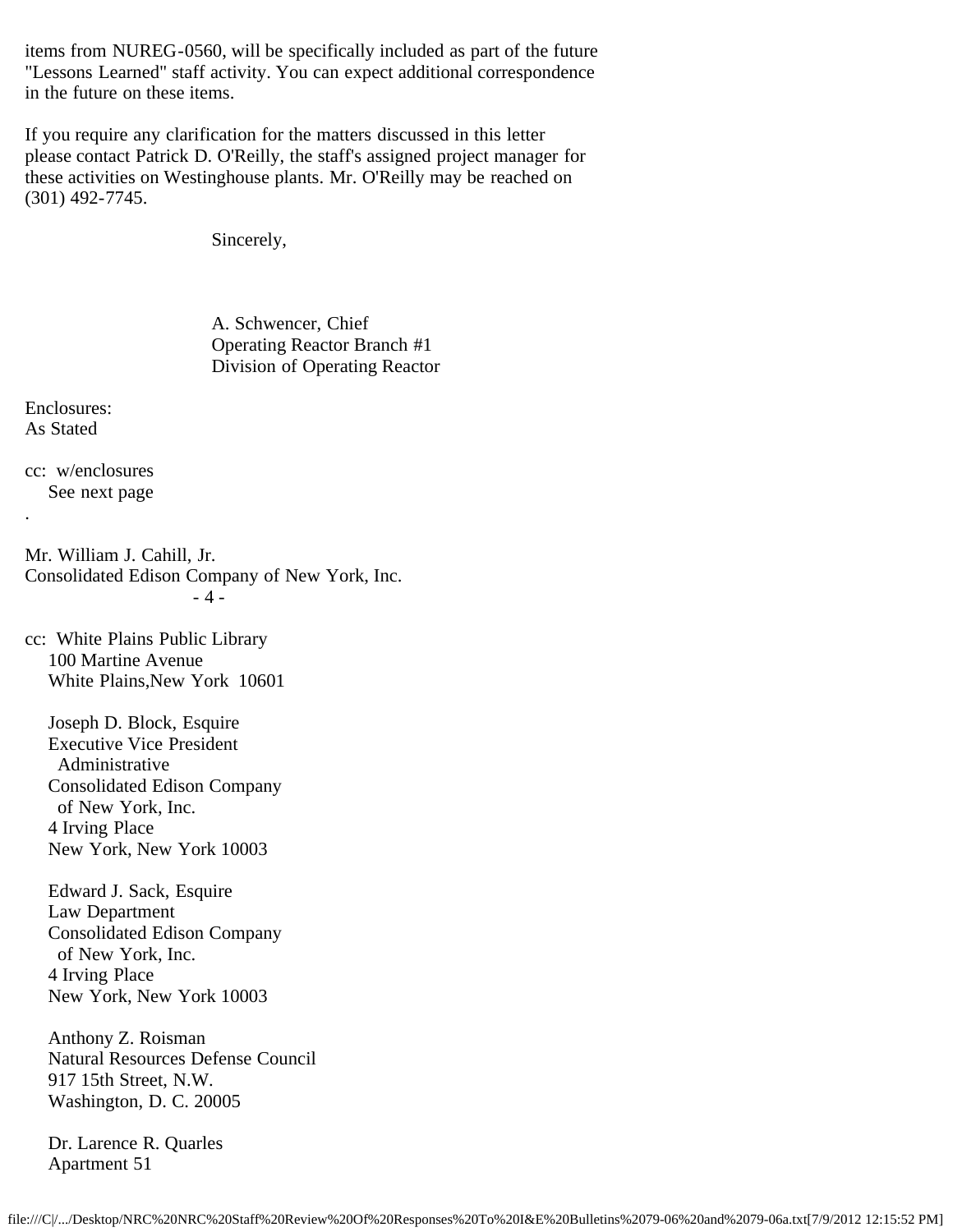items from NUREG-0560, will be specifically included as part of the future "Lessons Learned" staff activity. You can expect additional correspondence in the future on these items.

If you require any clarification for the matters discussed in this letter please contact Patrick D. O'Reilly, the staff's assigned project manager for these activities on Westinghouse plants. Mr. O'Reilly may be reached on (301) 492-7745.

Sincerely,

A. Schwencer, Chief
Operating Reactor Branch #1
Division of Operating Reactor

Enclosures:
As Stated

cc: w/enclosures
See next page

.

Mr. William J. Cahill, Jr.
Consolidated Edison Company of New York, Inc.

cc: White Plains Public Library
100 Martine Avenue
White Plains,New York 10601

Joseph D. Block, Esquire
Executive Vice President
Administrative
Consolidated Edison Company
of New York, Inc.
4 Irving Place
New York, New York 10003

Edward J. Sack, Esquire
Law Department
Consolidated Edison Company
of New York, Inc.
4 Irving Place
New York, New York 10003

Anthony Z. Roisman
Natural Resources Defense Council
917 15th Street, N.W.
Washington, D. C. 20005

Dr. Larence R. Quarles
Apartment 51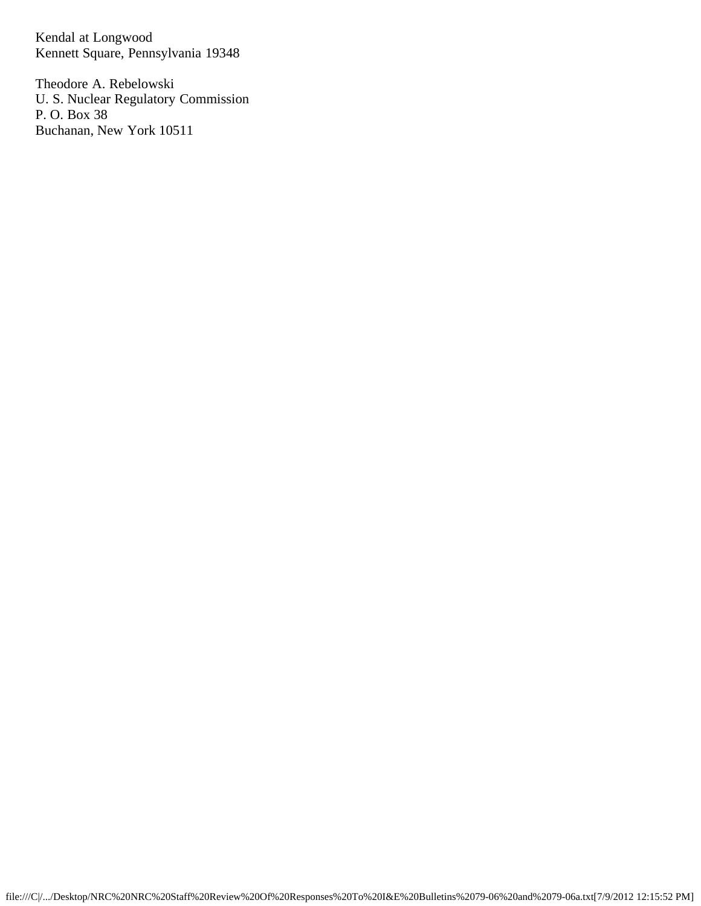Kendal at Longwood
Kennett Square, Pennsylvania 19348

Theodore A. Rebelowski
U. S. Nuclear Regulatory Commission
P. O. Box 38
Buchanan, New York 10511